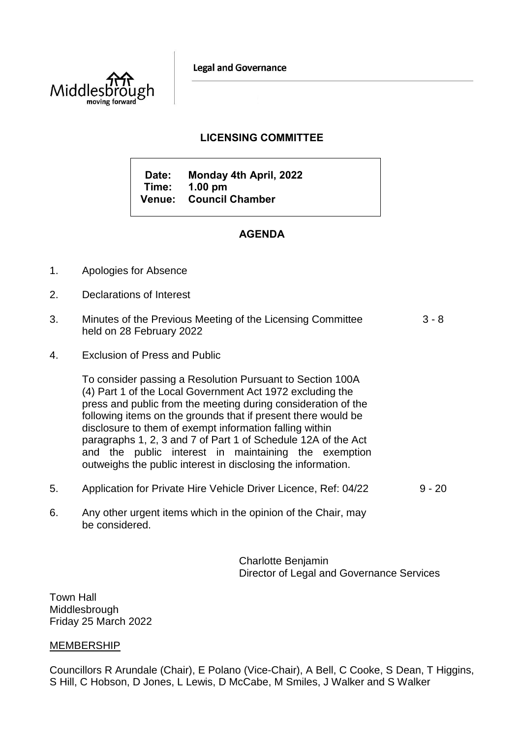Legal and Governance

# LICENSING COMMITTEE

**Date:** Monday 4th April, 2022
**Time:** 1.00 pm
**Venue:** Council Chamber

## AGENDA

1. Apologies for Absence

2. Declarations of Interest

3. Minutes of the Previous Meeting of the Licensing Committee held on 28 February 2022 — 3 - 8

4. Exclusion of Press and Public

   To consider passing a Resolution Pursuant to Section 100A (4) Part 1 of the Local Government Act 1972 excluding the press and public from the meeting during consideration of the following items on the grounds that if present there would be disclosure to them of exempt information falling within paragraphs 1, 2, 3 and 7 of Part 1 of Schedule 12A of the Act and the public interest in maintaining the exemption outweighs the public interest in disclosing the information.

5. Application for Private Hire Vehicle Driver Licence, Ref: 04/22 — 9 - 20

6. Any other urgent items which in the opinion of the Chair, may be considered.

Charlotte Benjamin
Director of Legal and Governance Services

Town Hall
Middlesbrough
Friday 25 March 2022

MEMBERSHIP

Councillors R Arundale (Chair), E Polano (Vice-Chair), A Bell, C Cooke, S Dean, T Higgins, S Hill, C Hobson, D Jones, L Lewis, D McCabe, M Smiles, J Walker and S Walker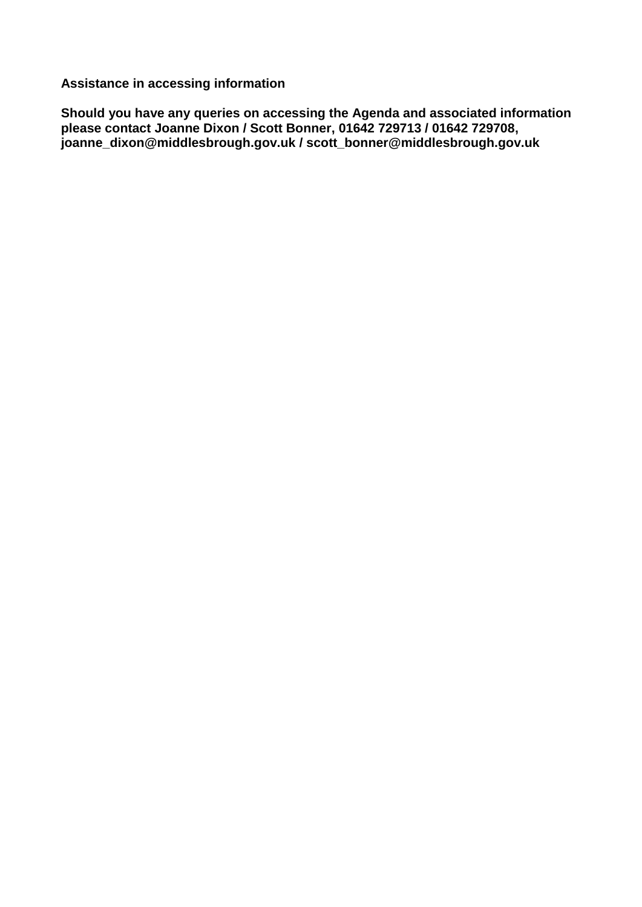**Assistance in accessing information**

**Should you have any queries on accessing the Agenda and associated information please contact Joanne Dixon / Scott Bonner, 01642 729713 / 01642 729708, joanne_dixon@middlesbrough.gov.uk / scott_bonner@middlesbrough.gov.uk**